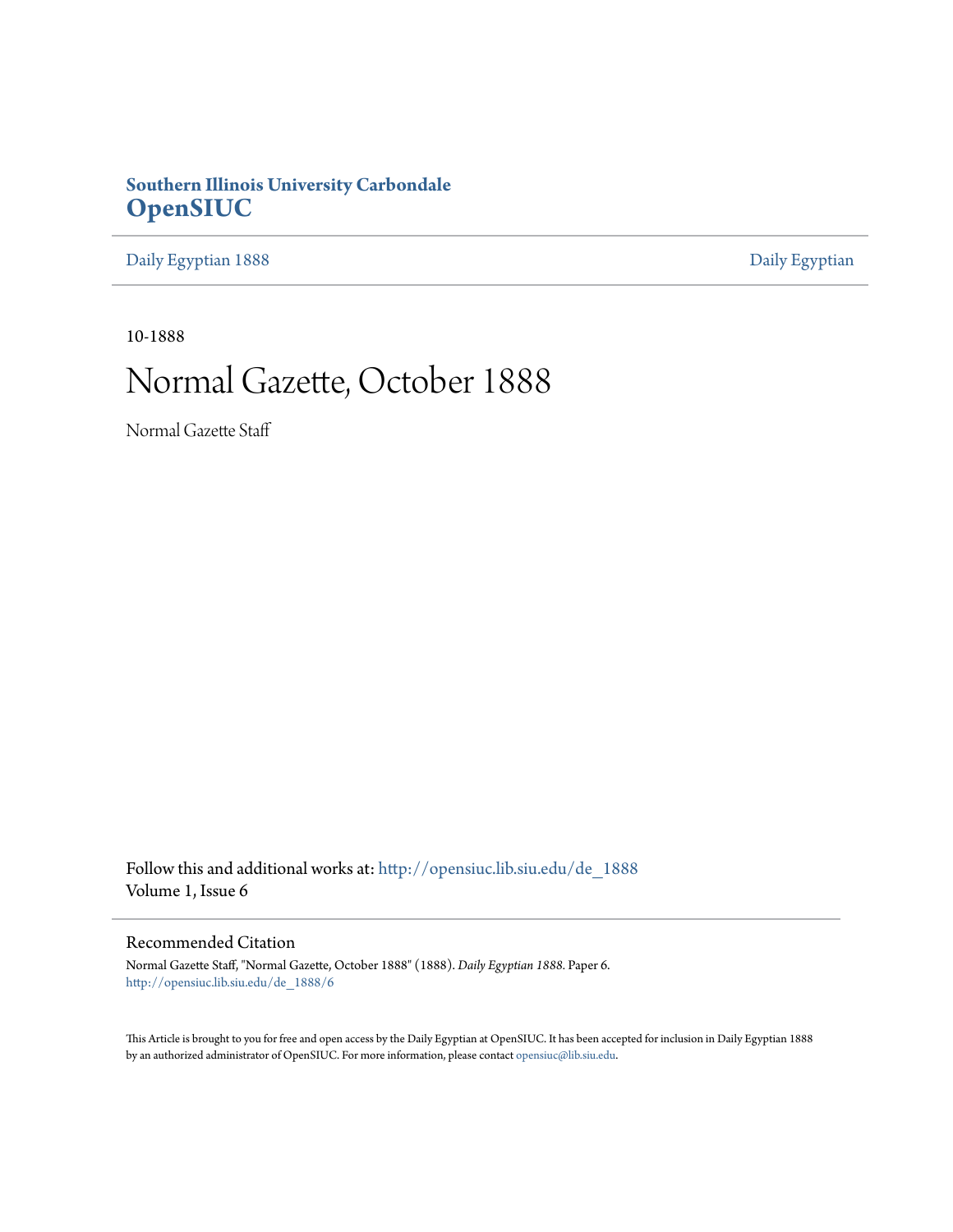**Southern Illinois University Carbondale**
# OpenSIUC

Daily Egyptian 1888 | Daily Egyptian

10-1888

# Normal Gazette, October 1888

Normal Gazette Staff

Follow this and additional works at: http://opensiuc.lib.siu.edu/de_1888
Volume 1, Issue 6

## Recommended Citation

Normal Gazette Staff, "Normal Gazette, October 1888" (1888). *Daily Egyptian 1888.* Paper 6.
http://opensiuc.lib.siu.edu/de_1888/6

This Article is brought to you for free and open access by the Daily Egyptian at OpenSIUC. It has been accepted for inclusion in Daily Egyptian 1888 by an authorized administrator of OpenSIUC. For more information, please contact opensiuc@lib.siu.edu.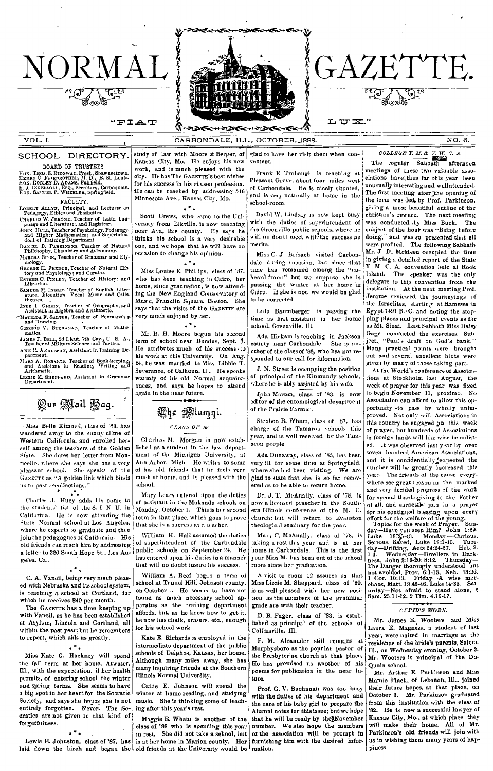# NORMAL GAZETTE.

"FIAT LUX."

VOL. I. CARBONDALE, ILL., OCTOBER, 1888. NO. 6.

## SCHOOL DIRECTORY.

### BOARD OF TRUSTEES.

HON. THOS. S. RIDGWAY, Prest., Shawneetown.
HENRY C. FAIRBROTHER, M. D., E. St. Louis.
HON. RODLEY D. ADAMS, Fairfield.
E. J. INGERSOLL, Secretary, Carbondale.
HON. SAMUEL P. WHEELER, Springfield.

### FACULTY.

ROBERT ALLYN, Principal, and Lecturer on Pedagogy, Ethics and Æsthetics.
CHARLES W. JEROME, Teacher of Latin Language and Literature; and Registrar.
JOHN HULL, Teacher of Psychology, Pedagogy, and Higher Mathematics; and Superintendent of Training Department.
DANIEL B. PARKINSON, Teacher of Natural Philosophy, Chemistry and Astronomy.
MARTHA BUCK, Teacher of Grammar and Etymology.
GEORGE H. FRENCH, Teacher of Natural History and Physiology; and Curator.
ESTHER C. FINLEY, Teacher of History; and Librarian.
SAMUEL M. INGLIS, Teacher of English Literature, Elocution, Vocal Music and Calisthenics.
INEZ I. GREEN, Teacher of Geography, and Assistant in Algebra and Arithmetic.
MATILDA F. SALTER, Teacher of Penmanship and Drawing.
GEORGE V. BUCHANAN, Teacher of Mathematics.
JAMES F. BELL, 2d Lieut. 7th Cav., U. S. A., Teacher of Military Science and Tactics.
ANN C. ANDERSON, Assistant in Training Department.
MARY A. ROBARTS, Teacher of Book-keeping, and Assistant in Reading, Writing and Arithmetic.
LIZZIE M. SHEPPARD, Assistant in Grammar Department.

## Our Mail Bag.

Miss Belle Kimmel, class of '83, has wandered away to the sunny clime of Western California, and enrolled herself among the teachers of the Golden State. She dates her letter from Monticello, where she says she has a very pleasant school. She speaks of the GAZETTE as "A golden link which binds us to past recollections."

\* \* \*

Charles J. Huey adds his name to the students' list of the S. I. N. U. in California. He is now attending the State Normal school at Los Angeles, where he expects to graduate and then join the pedagogues of California. His old friends can reach him by addressing a letter to 320 South Hope St., Los Angeles, Cal.

\* \* \*

C. A. Vancil, being very much pleased with Nebraska and its school system, is teaching a school at Cortland, for which he receives $40 per month.

The GAZETTE has a time keeping up with Vancil, as he has been established at Asylum, Lincoln and Cortland, all within the past year; but he remembers to report, which aids us greatly.

\* \* \*

Miss Kate G. Hackney will spend the fall term at her home, Atwater, Ill., with the expectation, if her health permits, of entering school the winter and spring terms. She seems to have a big spot in her heart for the Socratic Society, and says she hopes she is not entirely forgotten. Never. The Socratics are not given to that kind of forgetfulness.

\* \* \*

Lewis E. Johnston, class of '87, has laid down the birch and began the study of law with Moore & Berger, of Kansas City, Mo. He enjoys his new work, and is much pleased with the city. He has The GAZETTE's best wishes for his success in his chosen profession. He can be reached by addressing 516 Minnesota Ave., Kansas City, Mo.

\* \* \*

Scott Crews, who came to the University from Elkville, is now teaching near Ava, this county. He says he thinks his school is a very desirable one, and we hope that he will have no occasion to change his opinion.

\* \* \*

Miss Louise E. Phillips, class of '87, who has been teaching in Cairo, her home, since graduation, is now attending the New England Conservatory of Music, Franklin Square, Boston. She says that the visits of the GAZETTE are very much enjoyed by her.

\* \* \*

Mr. B. H. Moore begun his second term of school near Dundas, Sept. 3. He attributes much of his success to his work at this University. On Aug. 24, he was married to Miss Libbie T. Severance, of Calhoun, Ill. He speaks warmly of his old Normal acquaintances, and says he hopes to attend again in the near future.

## The Alumni.

*CLASS OF '88.*

Charles M. Morgan is now established as a student in the law department of the Michigan University, at Ann Arbor, Mich. He writes to some of his old friends that he feels very much at home, and is pleased with the school.

Mary Leary entered upon the duties of assistant in the Makanda schools on Monday, October 1. This is her second term in that place, which goes to prove that she is a success as a teacher.

William H. Hall assumed the duties of superintendent of the Carbondale public schools on September 24. He has entered upon his duties in a manner that will no doubt insure his success.

William A. Reef began a term of school at Tunnel Hill, Johnson county, on October 1. He seems to have not found as much necessary school apparatus as the training department affords, but, as he knew how to get it, he now has chalk, erasers, etc., enough for his school work.

Kate E. Richards is employed in the intermediate department of the public schools of Delphos, Kansas, her home. Although many miles away, she has many inquiring friends at the Southern Illinois Normal University.

Callie E. Johnson will spend the winter at home reading, and studying music. She is thinking some of teaching after this year's rest.

Maggie E. Wham is another of the class of '88 who is spending this year in rest. She did not take a school, but is at her home in Marion county. Her old friends at the University would be glad to have her visit them when convenient.

Frank E. Trobaugh is teaching at Pleasant Grove, about four miles west of Carbondale. He is nicely situated, and is very naturally at home in the school-room.

David W. Lindsay is now kept busy with the duties of superintendent of the Greenville public schools, where he will no doubt meet with the success he merits.

Miss C. J. Bribach visited Carbondale during vacation, but since that time has remained among the "unheard-from;" but we suppose she is passing the winter at her home in Cairo. If she is not, we would be glad to be corrected.

Lulu Baumberger is passing the time as first assistant in her home school, Greenville, Ill.

Ada Hickam is teaching in Jackson county near Carbondale. She is another of the class of '88, who has not responded to our call for information.

J. N. Street is occupying the position of principal of the Kinmundy schools, where he is ably assisted by his wife.

John Marten, class of '83, is now editor of the entomological department of the Prairie Farmer.

Stephen B. Wham, class of '87, has charge of the Tamaroa schools this year, and is well received by the Tamaroa people.

Ada Dunaway, class of '85, has been very ill for some time at Springfield, where she had been visiting. We are glad to state that she is so far recovered as to be able to return home.

Dr. J. T. McAnally, class of '78, is now a licensed preacher in the Southern Illinois conference of the M. E. church; but will return to Evanston theological seminary for the year.

Mary C. McAnally, class of '78, is taking a rest this year and is at her home in Carbondale. This is the first year Miss M. has been out of the school room since her graduation.

A visit to room 12 assures us that Miss Lizzie M. Sheppard, class of '80, is as well pleased with her new position as the members of the grammar grade are with their teacher.

D. B. Fager, class of '83, is established as principal of the schools of Collinsville, Ill.

F. M. Alexander still remains at Murphysboro as the popular pastor of the Presbyterian church at that place. He has promised us another of his poems for publication in the near future.

Prof. G. V. Buchanan was too busy with the duties of his department and the care of his baby girl to prepare the Alumni notes for this issue; but we hope that he will be ready by the November number. We also hope the members of the association will be prompt in furnishing him with the desired information.

### *COLLEGE Y. M. & Y. W. C. A.*

The regular Sabbath afternoon meetings of these two valuable associations have thus far this year been unusually interesting and well attended. The first meeting after the opening of the term was led by Prof. Parkinson, giving a most beautiful outline of the christian's reward. The next meeting was conducted by Miss Buck. The subject of the hour was "Being before doing," and was so presented that all were profited. The following Sabbath Mr. J. D. McMeen occupied the time in giving a detailed report of the State Y. M. C. A. convention held at Rock Island. The speaker was the only delegate to this convention from the institution. At the next meeting Prof. Jerome reviewed the journeyings of the Israelites, starting at Rameses in Egypt 1491 B. C. and noting the stopping places and principal events as far as Mt. Sinai. Last Sabbath Miss Daisy Gage conducted the exercises. Subject, "Paul's draft on God's bank." Many practical points were brought out and several excellent hints were given by many of those taking part.

At the World's conference of Associations at Stockholm last August, the week of prayer for this year was fixed to begin November 11, proximo. No Association can afford to allow this opportunity to pass by wholly unimproved. Not only will Associations in this country be engaged in this week of prayer, but hundreds of Associations in foreign lands will like wise be enlisted. It was observed last year by over seven hundred American Associations, and it is confidentially expected the number will be greatly increased this year. The friends of the cause everywhere see great reason in the marked and very decided progress of the work for special thanksgiving to the Father of all, and earnestly join in a prayer for his continued blessing upon every effort for the welfare of the young.

Topics for the week of Prayer. Sunday—Have you seen Him? John 1:29. Luke 18:35-43. Monday—Curious, Serious, Saved, Luke 19:1-10. Tuesday—Drifting, Acts 24:24-27. Heb. 2: 1-4. Wednesday—Dwellers in Darkness, John 3:19-20; 8:12. Thursday—The Danger thoroughly understood but not avoided, Prov. 6:1-13, Neh. 13:26, 1 Cor. 10:13. Friday—A wise merchant, Matt. 13:45-46, Luke 14:33. Saturday—Not afraid to stand alone, 2 Sam. 23:11-12, 2 Tim. 4:16-17.

### *CUPID'S WORK.*

Mr. James E. Wooters and Miss Laura E. Magness, a student of last year, were united in marriage at the residence of the bride's parents, Salem, Ill., on Wednesday evening, October 3. Mr. Wooters is principal of the DuQuoin school.

Mr. Arthur E. Parkinson and Miss Mamie Plack, of Lebanon, Ill., joined their future hopes, at that place, on October 3. Mr. Parkinson graduated from this institution with the class of '82. He is now a successful lawyer of Kansas City, Mo., at which place they will make their home. All of Mr. Parkinson's old friends will join with us in wishing them many years of happiness.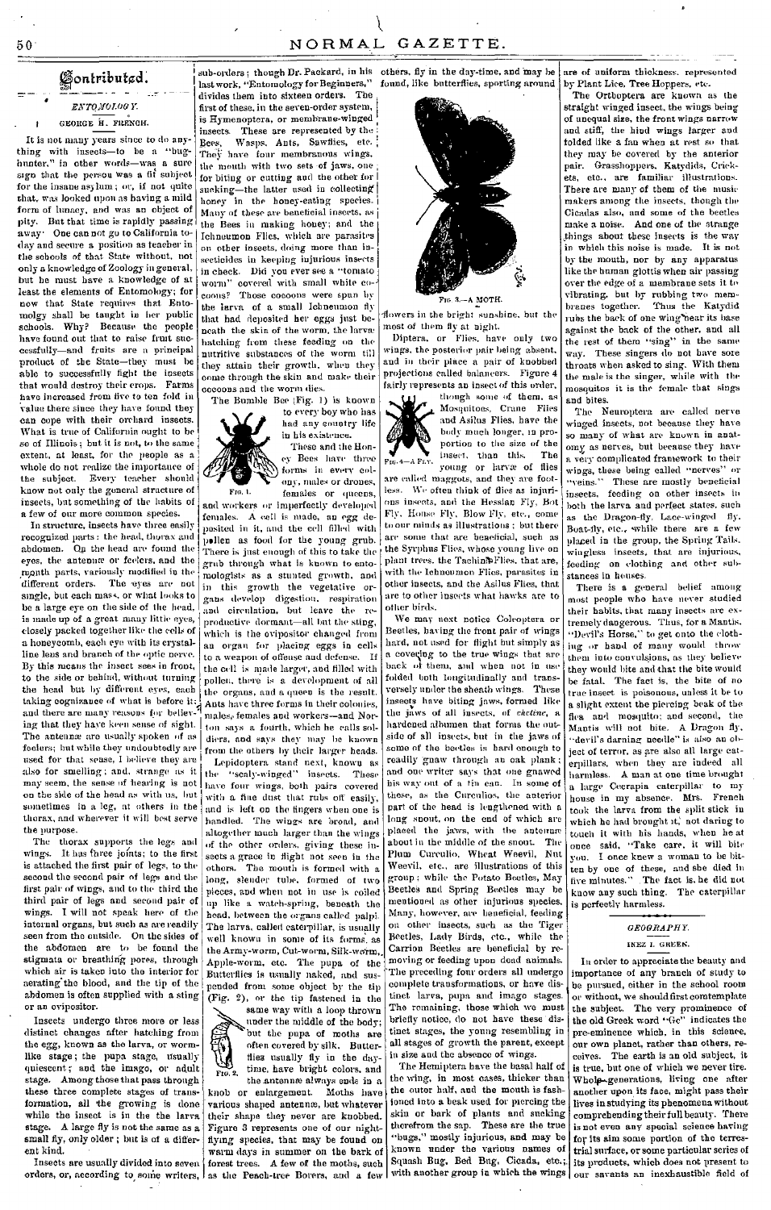# Contributed.

## ENTOMOLOGY.

GEORGE H. FRENCH.

It is not many years since to do anything with insects—to be a "bug-hunter," in other words—was a sure sign that the person was a fit subject for the insane asylum; or, if not quite that, was looked upon as having a mild form of lunacy, and was an object of pity. But that time is rapidly passing away. One can not go to California today and secure a position as teacher in the schools of that State without, not only a knowledge of Zoology in general, but he must have a knowledge of at least the elements of Entomology; for now that State requires that Entomolgy shall be taught in her public schools. Why? Because the people have found out that to raise fruit successfully—and fruits are a principal product of the State—they must be able to successfully fight the insects that would destroy their crops. Farms have increased from five to ten fold in value there since they have found they can cope with their orchard insects. What is true of California ought to be so of Illinois; but it is not, to the same extent, at least, for the people as a whole do not realize the importance of the subject. Every teacher should know not only the general structure of insects, but something of the habits of a few of our more common species.

In structure, insects have three easily recognized parts: the head, thorax and abdomen. On the head are found the eyes, the antennæ or feelers, and the mouth parts, variously modified in the different orders. The eyes are not single, but each mass, or what looks to be a large eye on the side of the head, is made up of a great many little eyes, closely packed together like the cells of a honeycomb, each eye with its crystalline lens and branch of the optic nerve. By this means the insect sees in front, to the side or behind, without turning the head but by different eyes, each taking cognizance of what is before it; and there are many reasons for believing that they have keen sense of sight. The antennæ are usually spoken of as feelers; but while they undoubtedly are used for that sense, I believe they are also for smelling; and, strange as it may seem, the sense of hearing is not on the side of the head as with us, but sometimes in a leg, at others in the thorax, and wherever it will best serve the purpose.

The thorax supports the legs and wings. It has three joints; to the first is attached the first pair of legs, to the second the second pair of legs and the first pair of wings, and to the third the third pair of legs and second pair of wings. I will not speak here of the internal organs, but such as are readily seen from the outside. On the sides of the abdomen are to be found the stigmata or breathing pores, through which air is taken into the interior for aerating the blood, and the tip of the abdomen is often supplied with a sting or an ovipositor.

Insects undergo three more or less distinct changes after hatching from the egg, known as the larva, or worm-like stage; the pupa stage, usually quiescent; and the imago, or adult stage. Among those that pass through these three complete stages of transformation, all the growing is done while the insect is in the larva stage. A large fly is not the same as a small fly, only older; but is of a different kind.

Insects are usually divided into seven orders, or, according to some writers, sub-orders; though Dr. Packard, in his last work, "Entomology for Beginners," divides them into sixteen orders. The first of these, in the seven-order system, is Hymenoptera, or membrane-winged insects. These are represented by the Bees, Wasps, Ants, Sawflies, etc. They have four membranous wings, the mouth with two sets of jaws, one for biting or cutting and the other for sucking—the latter used in collecting honey in the honey-eating species. Many of these are beneficial insects, as the Bees in making honey; and the Ichneumon Flies, which are parasites on other insects, doing more than insecticides in keeping injurious insects in check. Did you ever see a "tomato worm" covered with small white cocoons? Those cocoons were spun by the larva of a small Ichneumon fly that had deposited her eggs just beneath the skin of the worm, the larvæ hatching from these feeding on the nutritive substances of the worm till they attain their growth, when they come through the skin and make their cocoons and the worm dies.

The Bumble Bee (Fig. 1) is known to every boy who has had any country life in his existence.

FIG. 1.

These and the Honey Bees have three forms in every colony, males or drones, females or queens, and workers or imperfectly developed females. A cell is made, an egg deposited in it, and the cell filled with pollen as food for the young grub. There is just enough of this to take the grub through what is known to entomologists as a stunted growth, and in this growth the vegetative organs develop digestion, respiration and circulation, but leave the reproductive dormant—all but the sting, which is the ovipositor changed from an organ for placing eggs in cells to a weapon of offense and defense. If the cell is made larger, and filled with pollen, there is a development of all the organs, and a queen is the result. Ants have three forms in their colonies, males, females and workers—and Norton says a fourth, which he calls soldiers, and says they may be known from the others by their larger heads.

Lepidoptera stand next, known as the "scaly-winged" insects. These have four wings, both pairs covered with a fine dust that rubs off easily, and is left on the fingers when one is handled. The wings are broad, and altogether much larger than the wings of the other orders, giving these insects a grace in flight not seen in the others. The mouth is formed with a long, slender tube, formed of two pieces, and when not in use is coiled up like a watch-spring, beneath the head, between the organs called palpi. The larva, called caterpillar, is usually well known in some of its forms, as the Army-worm, Cut-worm, Silk-worm, Apple-worm, etc. The pupa of the Butterflies is usually naked, and suspended from some object by the tip (Fig. 2), or the tip fastened in the same way with a loop thrown under the middle of the body; but the pupa of moths are often covered by silk. Butterflies usually fly in the daytime, have bright colors, and the antennæ always ends in a knob or enlargement. Moths have various shaped antennæ, but whatever their shape they never are knobbed. Figure 3 represents one of our night-flying species, that may be found on warm days in summer on the bark of forest trees. A few of the moths, such as the Peach-tree Borers, and a few others, fly in the day-time, and may be found, like butterflies, sporting around flowers in the bright sunshine, but the most of them fly at night.

FIG. 2.

FIG. 3.—A MOTH.

Diptera, or Flies, have only two wings, the posterior pair being absent, and in their place a pair of knobbed projections called balancers. Figure 4 fairly represents an insect of this order, though some of them, as Mosquitoes, Crane Flies and Asilus Flies, have the body much longer, in proportion to the size of the insect, than this. The young or larvæ of flies are called maggots, and they are footless. We often think of flies as injurious insects, and the Hessian Fly, Bot Fly, House Fly, Blow Fly, etc., come to our minds as illustrations; but there are some that are beneficial, such as the Syrphus Flies, whose young live on plant trees, the Tachina Flies, that are, with the Ichneumon Flies, parasites in other insects, and the Asilus Flies, that are to other insects what hawks are to other birds.

FIG. 4.—A FLY.

We may next notice Coleoptera or Beetles, having the front pair of wings hard, not used for flight but simply as a covering to the true wings that are back of them, and when not in use folded both longitudinally and transversely under the sheath wings. These insects have biting jaws, formed like the jaws of all insects, of *chetine*, a hardened albumen that forms the outside of all insects, but in the jaws of some of the beetles is hard enough to readily gnaw through an oak plank; and one writer says that one gnawed his way out of a tin can. In some of these, as the Curculios, the anterior part of the head is lengthened with a long snout, on the end of which are placed the jaws, with the antennæ about in the middle of the snout. The Plum Curculio, Wheat Weevil, Nut Weevil, etc., are illustrations of this group; while the Potato Beetles, May Beetles and Spring Beetles may be mentioned as other injurious species. Many, however, are beneficial, feeding on other insects, such as the Tiger Beetles, Lady Birds, etc., while the Carrion Beetles are beneficial by removing or feeding upon dead animals. The preceding four orders all undergo complete transformations, or have distinct larva, pupa and imago stages. The remaining, those which we must briefly notice, do not have these distinct stages, the young resembling in all stages of growth the parent, except in size and the absence of wings.

The Hemiptera have the basal half of the wing, in most cases, thicker than the outer half, and the mouth is fashioned into a beak used for piercing the skin or bark of plants and sucking therefrom the sap. These are the true "bugs," mostly injurious, and may be known under the various names of Squash Bug, Bed Bug, Cicada, etc.; with another group in which the wings are of uniform thickness, represented by Plant Lice, Tree Hoppers, etc.

The Orthoptera are known as the straight winged insect, the wings being of unequal size, the front wings narrow and stiff, the hind wings larger and folded like a fan when at rest so that they may be covered by the anterior pair. Grasshoppers, Katydids, Crickets, etc., are familiar illustrations. There are many of them of the music makers among the insects, though the Cicadas also, and some of the beetles make a noise. And one of the strange things about these insects is the way in which this noise is made. It is not by the mouth, nor by any apparatus like the human glottis when air passing over the edge of a membrane sets it to vibrating, but by rubbing two membranes together. Thus the Katydid rubs the back of one wing near its base against the back of the other, and all the rest of them "sing" in the same way. These singers do not have sore throats when asked to sing. With them the male is the singer, while with the mosquitoes it is the female that sings and bites.

The Neuroptera are called nerve winged insects, not because they have so many of what are known in anatomy as nerves, but because they have a very complicated framework to their wings, these being called "nerves" or "veins." These are mostly beneficial insects, feeding on other insects in both the larva and perfect states, such as the Dragon-fly, Lace-winged fly, Boat-fly, etc., while there are a few placed in the group, the Spring Tails, wingless insects, that are injurious, feeding on clothing and other substances in houses.

There is a general belief among most people who have never studied their habits, that many insects are extremely dangerous. Thus, for a Mantis, "Devil's Horse," to get onto the clothing or hand of many would throw them into convulsions, as they believe they would bite and that the bite would be fatal. The fact is, the bite of no true insect is poisonous, unless it be to a slight extent the piercing beak of the flea and mosquito; and second, the Mantis will not bite. A Dragon fly, "devil's darning needle" is also an object of terror, as are also all large caterpillars, when they are indeed all harmless. A man at one time brought a large Cecrapia caterpillar to my house in my absence. Mrs. French took the larva from the split stick in which he had brought it, not daring to touch it with his hands, when he at once said, "Take care, it will bite you. I once knew a woman to be bitten by one of these, and she died in five minutes." The fact is, he did not know any such thing. The caterpillar is perfectly harmless.

## GEOGRAPHY.

INEZ I. GREEN.

In order to appreciate the beauty and importance of any branch of study to be pursued, either in the school room or without, we should first contemplate the subject. The very prominence of the old Greek word "Ge" indicates the pre-eminence which, in this science, our own planet, rather than others, receives. The earth is an old subject, it is true, but one of which we never tire. Whole generations, living one after another upon its face, might pass their lives in studying its phenomena without comprehending their full beauty. There is not even any special science having for its aim some portion of the terrestrial surface, or some particular series of its products, which does not present to our savants an inexhaustible field of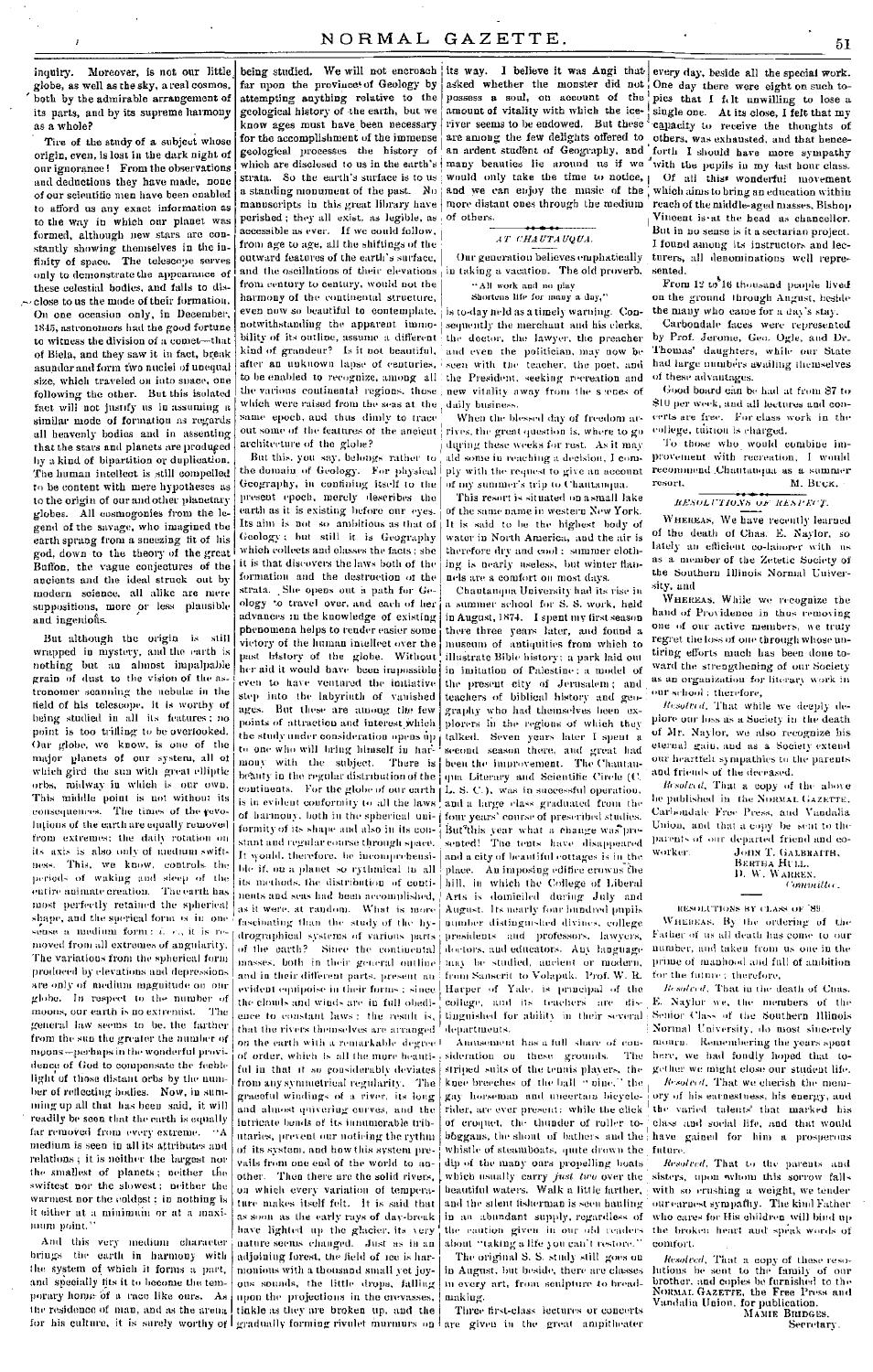inquiry. Moreover, is not our little globe, as well as the sky, a real cosmos, both by the admirable arrangement of its parts, and by its supreme harmony as a whole?

True of the study of a subject whose origin, even, is lost in the dark night of our ignorance! From the observations and deductions they have made, none of our scientific men have been enabled to afford us any exact information as to the way in which our planet was formed, although new stars are constantly showing themselves in the infinity of space. The telescope serves only to demonstrate the appearance of these celestial bodies, and fails to disclose to us the mode of their formation. On one occasion only, in December, 1845, astronomers had the good fortune to witness the division of a comet—that of Biela, and they saw it in fact, break asunder and form two nuclei of unequal size, which traveled on into space, one following the other. But this isolated fact will not justify us in assuming a similar mode of formation as regards all heavenly bodies and in assenting that the stars and planets are produced by a kind of bipartition or duplication. The human intellect is still compelled to be content with mere hypotheses as to the origin of our and other planetary globes. All cosmogonies from the legend of the savage, who imagined the earth sprung from a sneezing fit of his god, down to the theory of the great Buffon, the vague conjectures of the ancients and the ideal struck out by modern science, all alike are mere suppositions, more or less plausible and ingenious.

But although the origin is still wrapped in mystery, and the earth is nothing but an almost impalpable grain of dust to the vision of the astronomer scanning the nebulæ in the field of his telescope, it is worthy of being studied in all its features; no point is too trilling to be overlooked. Our globe, we know, is one of the major planets of our system, all of which gird the sun with great elliptic orbs, midway in which is our own. This middle point is not without its consequences. The times of the revolutions of the earth are equally removed from extremes: the daily rotation on its axis is also only of medium swiftness. This, we know, controls the periods of waking and sleep of the entire animate creation. The earth has most perfectly retained the spherical shape, and the sperical form is in one sense a medium form: *i. e.*, it is removed from all extremes of angularity. The variations from the spherical form produced by elevations and depressions are only of medium magnitude on our globe. In respect to the number of moons, our earth is no extremist. The general law seems to be, the farther from the sun the greater the number of moons—perhaps in the wonderful providence of God to compensate the feeble light of those distant orbs by the number of reflecting bodies. Now, in summing up all that has been said, it will readily be seen that the earth is equally far removed from every extreme. "A medium is seen in all its attributes and relations; it is neither the largest nor the smallest of planets; neither the swiftest nor the slowest; neither the warmest nor the coldest; in nothing is it either at a minimum or at a maximum point."

And this very medium character brings the earth in harmony with the system of which it forms a part, and specially fits it to become the temporary home of a race like ours. As the residence of man, and as the arena for his culture, it is surely worthy of being studied. We will not encroach far upon the province of Geology by attempting anything relative to the geological history of the earth, but we know ages must have been necessary for the accomplishment of the immense geological processes the history of which are disclosed to us in the earth's strata. So the earth's surface is to us a standing monument of the past. No manuscripts in this great library have perished; they all exist, as legible, as accessible as ever. If we could follow, from age to age, all the shiftings of the outward features of the earth's surface, and the oscillations of their elevations from century to century, would not the harmony of the continental structure, even now so beautiful to contemplate, notwithstanding the apparent immobility of its outline, assume a different kind of grandeur? Is it not beautiful, after an unknown lapse of centuries, to be enabled to recognize, among all the various continental regions, those which were raised from the seas at the same epoch, and thus dimly to trace out some of the features of the ancient architecture of the globe?

But this, you say, belongs rather to the domain of Geology. For physical Geography, in confining itself to the present epoch, merely describes the earth as it is existing before our eyes. Its aim is not so ambitious as that of Geology; but still it is Geography which collects and classes the facts; she it is that discovers the laws both of the formation and the destruction of the strata. She opens out a path for Geology to travel over, and each of her advances in the knowledge of existing phenomena helps to render easier some victory of the human intellect over the past history of the globe. Without her aid it would have been impossible even to have ventured the initiative step into the labyrinth of vanished ages. But these are among the few points of attraction and interest which the study under consideration opens up to one who will bring himself in harmony with the subject. There is beauty in the regular distribution of the continents. For the globe of our earth is in evident conformity to all the laws of harmony, both in the spherical uniformity of its shape and also in its constant and regular course through space. It would, therefore, be incomprehensible if, on a planet so rythmical in all its methods, the distribution of continents and seas had been accomplished, as it were, at random. What is more fascinating than the study of the hydrographical systems of various parts of the earth? Since the continental masses, both in their general outline and in their different parts, present an evident equipoise in their forms; since the clouds and winds are in full obedience to constant laws; the result is, that the rivers themselves are arranged on the earth with a remarkable degree of order, which is all the more beautiful in that it so considerably deviates from any symmetrical regularity. The graceful windings of a river, its long and almost quivering curves, and the intricate bends of its innumerable tributaries, prevent our noticing the rythm of its system, and how this system prevails from one end of the world to another. Then there are the solid rivers, on which every variation of temperature makes itself felt. It is said that as soon as the early rays of day-break have lighted up the glacier, its very nature seems changed. Just as in an adjoining forest, the field of ice is harmonious with a thousand small yet joyous sounds, the little drops, falling upon the projections in the crevasses, tinkle as they are broken up, and the gradually forming rivulet murmurs on its way. I believe it was Angi that asked whether the monster did not possess a soul, on account of the amount of vitality with which the ice-river seems to be endowed. But these are among the few delights offered to an ardent student of Geography, and many beauties lie around us if we would only take the time to notice, and we can enjoy the music of the more distant ones through the medium of others.

## AT CHAUTAUQUA.

Our generation believes emphatically in taking a vacation. The old proverb,

> "All work and no play
> Shortens life for many a day,"

is to-day held as a timely warning. Consequently the merchant and his clerks, the doctor, the lawyer, the preacher and even the politician, may now be seen with the teacher, the poet, and the President, seeking recreation and new vitality away from the scenes of daily business.

When the blessed day of freedom arrives, the great question is, where to go during these weeks for rest. As it may aid some in reaching a decision, I comply with the request to give an account of my summer's trip to Chautauqua.

This resort is situated on a small lake of the same name in western New York. It is said to be the highest body of water in North America, and the air is therefore dry and cool; summer clothing is nearly useless, but winter flannels are a comfort on most days.

Chautauqua University had its rise in a summer school for S. S. work, held in August, 1874. I spent my first season there three years later, and found a museum of antiquities from which to illustrate Bible history; a park laid out in imitation of Palestine; a model of the present city of Jerusalem; and teachers of biblical history and geography who had themselves been explorers in the regions of which they talked. Seven years later I spent a second season there, and great had been the improvement. The Chautauqua Literary and Scientific Circle (C. L. S. C.), was in successful operation, and a large class graduated from the four years' course of prescribed studies. But this year what a change was presented! The tents have disappeared and a city of beautiful cottages is in the place. An imposing edifice crowns the hill, in which the College of Liberal Arts is domiciled during July and August. Its nearly four hundred pupils number distinguished divines, college presidents and professors, lawyers, doctors, and educators. Any language may be studied, ancient or modern, from Sanscrit to Volapuk. Prof. W. R. Harper of Yale, is principal of the college, and its teachers are distinguished for ability in their several departments.

Amusement has a full share of consideration on these grounds. The striped suits of the tennis players, the knee breeches of the ball "nine," the gay horseman and uncertain bicycle-rider, are ever present; while the click of croquet, the thunder of roller toboggans, the shout of bathers and the whistle of steamboats, quite drown the dip of the many oars propelling boats which usually carry *just two* over the beautiful waters. Walk a little farther, and the silent fisherman is seen hauling in an abundant supply, regardless of the caution given in our old readers about "taking a life you can't restore."

The original S. S. study still goes on in August, but beside, there are classes in every art, from sculpture to breadmaking.

Three first-class lectures or concerts are given in the great ampitheater every day, beside all the special work. One day there were eight on such topics that I felt unwilling to lose a single one. At its close, I felt that my capacity to receive the thoughts of others, was exhausted, and that henceforth I should have more sympathy with the pupils in my last hour class.

Of all this wonderful movement which aims to bring an education within reach of the middle-aged masses, Bishop Vincent is at the head as chancellor. But in no sense is it a sectarian project. I found among its instructors and lecturers, all denominations well represented.

From 12 to 16 thousand people lived on the ground through August, beside the many who came for a day's stay.

Carbondale faces were represented by Prof. Jerome, Geo. Ogle, and Dr. Thomas' daughters, while our State had large numbers availing themselves of these advantages.

Good board can be had at from $7 to $10 per week, and all lectures and concerts are free. For class work in the college, tuition is charged.

To those who would combine improvement with recreation, I would recommend Chautauqua as a summer resort.

M. BUCK.

## RESOLUTIONS OF RESPECT.

WHEREAS, We have recently learned of the death of Chas. E. Naylor, so lately an efficient co-laborer with us as a member of the Zetetic Society of the Southern Illinois Normal University, and

WHEREAS, While we recognize the hand of Providence in thus removing one of our active members, we truly regret the loss of one through whose untiring efforts much has been done toward the strengthening of our Society as an organization for literary work in our school; therefore,

*Resolved*, That while we deeply deplore our loss as a Society in the death of Mr. Naylor, we also recognize his eternal gain, and as a Society extend our heartfelt sympathies to the parents and friends of the deceased.

*Resolved*, That a copy of the above be published in the NORMAL GAZETTE, Carbondale Free Press, and Vandalia Union, and that a copy be sent to the parents of our departed friend and coworker.

JOHN T. GALBRAITH,
BERTHA HULL,
D. W. WARREN,
*Committee.*

## RESOLUTIONS BY CLASS OF '89

WHEREAS, By the ordering of the Father of us all death has come to our number, and taken from us one in the prime of manhood and full of ambition for the future; therefore,

*Resolved*, That in the death of Chas. E. Naylor we, the members of the Senior Class of the Southern Illinois Normal University, do most sincerely mourn. Remembering the years spent here, we had fondly hoped that together we might close our student life.

*Resolved*, That we cherish the memory of his earnestness, his energy, and the varied talents that marked his class and social life, and that would have gained for him a prosperous future.

*Resolved*, That to the parents and sisters, upon whom this sorrow falls with so crushing a weight, we tender our earnest sympathy. The kind Father who cares for His children will bind up the broken heart and speak words of comfort.

*Resolved*, That a copy of these resolutions be sent to the family of our brother, and copies be furnished to the NORMAL GAZETTE, the Free Press and Vandalia Union, for publication.

MAMIE BRIDGES,
Secretary.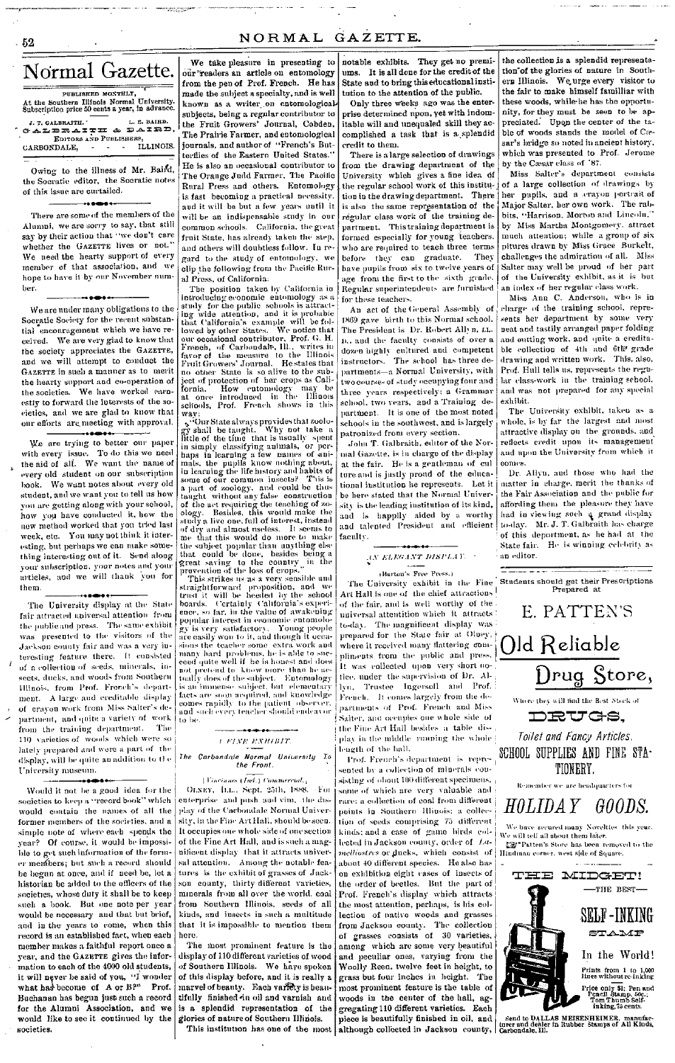# Normal Gazette.

PUBLISHED MONTHLY,
At the Southern Illinois Normal University.
Subscription price 50 cents a year, in advance.

J. T. GALBRAITH. L. E. BAIRD.
GALBRAITH & BAIRD,
EDITORS AND PUBLISHERS,
CARBONDALE, - - ILLINOIS.

Owing to the illness of Mr. Baird, the Socratic editor, the Socratic notes of this issue are curtailed.

There are some of the members of the Alumni, we are sorry to say, that still say by their action that "we don't care whether the GAZETTE lives or not." We need the hearty support of every member of that association, and we hope to have it by our November number.

We are under many obligations to the Socratic Society for the recent substantial encouragement which we have received. We are very glad to know that the society appreciates the GAZETTE, and we will attempt to conduct the GAZETTE in such a manner as to merit the hearty support and co-operation of the societies. We have worked earnestly to forward the interests of the societies, and we are glad to know that our efforts are meeting with approval.

We are trying to better our paper with every issue. To do this we need the aid of all. We want the name of every old student on our subscription book. We want notes about every old student, and we want you to tell us how you are getting along with your school, how you have conducted it, how the new method worked that you tried last week, etc. You may not think it interesting, but perhaps we can make something interesting out of it. Send along your subscription, your notes and your articles, and we will thank you for them.

The University display at the State fair attracted universal attention from the public and press. The same exhibit was presented to the visitors of the Jackson county fair and was a very interesting feature there. It consisted of a collection of seeds, minerals, insects, ducks, and woods from Southern Illinois, from Prof. French's department. A large and creditable display of crayon work from Miss Salter's department, and quite a variety of work from the training department. The 110 varieties of woods which were so lately prepared and were a part of the display, will be quite an addition to the University museum.

Would it not be a good idea for the societies to keep a "record book" which would contain the names of all the former members of the societies, and a simple note of where each spends the year? Of course, it would be impossible to get such information of the former members; but such a record should be begun at once, and if need be, let a historian be added to the officers of the societies, whose duty it shall be to keep such a book. But one note per year would be necessary and that but brief, and in the years to come, when this record is an established fact, when each member makes a faithful report once a year, and the GAZETTE gives the information to each of the 4000 old students, it will never be said of you, "I wonder what has become of A or B?" Prof. Buchanan has begun just such a record for the Alumni Association, and we would like to see it continued by the societies.

We take pleasure in presenting to our readers an article on entomology from the pen of Prof. French. He has made the subject a specialty, and is well known as a writer on entomological subjects, being a regular contributor to the Fruit Growers' Journal, Cobden, The Prairie Farmer, and entomological journals, and author of "French's Butterflies of the Eastern United States." He is also an occasional contributor to The Orange Judd Farmer, The Pacific Rural Press and others. Entomology is fast becoming a practical necessity, and it will be but a few years until it will be an indispensable study in our common schools. California, the great fruit State, has already taken the step, and others will doubtless follow. In regard to the study of entomology, we clip the following from the Pacific Rural Press, of California:

The position taken by California in introducing economic entomology as a study for the public schools is attracting wide attention, and it is probable that California's example will be followed by other States. We notice that our occasional contributor, Prof. G. H. French, of Carbondale, Ill., writes in favor of the measure to the Illinois Fruit Growers' Journal. He states that no other State is so alive to the subject of protection of her crops as California. How entomology may be at once introduced in the Illinois schools, Prof. French shows in this way:

"Our State always provides that zoology shall be taught. Why not take a little of the time that is usually spent in simply classifying animals, or perhaps in learning a few names of animals, the pupils know nothing about, in learning the life history and habits of some of our common insects? This is a part of zoology, and could be thus taught without any false construction of the act requiring the teaching of zoology. Besides, this would make the study a live one, full of interest, instead of dry and almost useless. It seems to me that this would do more to make the subject popular than anything else that could be done, besides being a great saving to the country in the prevention of the loss of crops."

This strikes us as a very sensible and straightforward proposition, and we trust it will be heeded by the school boards. Certainly California's experience, so far, in the value of awakening popular interest in economic entomology is very satisfactory. Young people are easily won to it, and though it occasions the teacher some extra work and many hard problems, he is able to succeed quite well if he is honest and does not pretend to know more than he actually does of the subject. Entomology is an immense subject, but elementary facts are soon acquired, and knowledge comes rapidly to the patient observer, and such every teacher should endeavor to be.

## A FINE EXHIBIT.

*The Carbondale Normal University To the Front.*

(Vincennes (Ind.) Commercial.)

OLNEY, ILL., Sept. 25th, 1888. For enterprise and push and vim, the display of the Carbondale Normal University, in the Fine Art Hall, should be seen. It occupies one whole side of one section of the Fine Art Hall, and is such a magnificent display that it attracts universal attention. Among the notable features is the exhibit of grasses of Jackson county, thirty different varieties, minerals from all over the world, coal from Southern Illinois, seeds of all kinds, and insects in such a multitude that it is impossible to mention them here.

The most prominent feature is the display of 110 different varieties of wood of Southern Illinois. We have spoken of this display before, and it is really a marvel of beauty. Each variety is beautifully finished in oil and varnish and is a splendid representation of the glories of nature of Southern Illinois.

This institution has one of the most notable exhibits. They get no premiums. It is all done for the credit of the State and to bring this educational institution to the attention of the public.

Only three weeks ago was the enterprise determined upon, yet with indomitable will and unequaled skill they accomplished a task that is a splendid credit to them.

There is a large selection of drawings from the drawing department of the University which gives a fine idea of the regular school work of this institution in the drawing department. There is also the same representation of the regular class work of the training department. This training department is formed especially for young teachers, who are required to teach three terms before they can graduate. They have pupils from six to twelve years of age from the first to the sixth grade. Regular superintendents are furnished for these teachers.

An act of the General Assembly of 1869 gave birth to this Normal school. The President is Dr. Robert Allyn, LL. D., and the faculty consists of over a dozen highly cultured and competent instructors. The school has three departments—a Normal University, with two courses of study occupying four and three years respectively; a Grammar school, two years, and a Training department. It is one of the most noted schools in the southwest, and is largely patronized from every section.

John T. Galbraith, editor of the Normal Gazette, is in charge of the display at the fair. He is a gentleman of culture and is justly proud of the educational institution he represents. Let it be here stated that the Normal University is the leading institution of its kind, and is happily aided by a worthy and talented President and efficient faculty.

## AN ELEGANT DISPLAY.

(Barton's Free Press.)

The University exhibit in the Fine Art Hall is one of the chief attractions of the fair, and is well worthy of the universal attention which it attracts to-day. The magnificent display was prepared for the State fair at Olney, where it received many flattering compliments from the public and press. It was collected upon very short notice, under the supervision of Dr. Allyn, Trustee Ingersoll and Prof. French. It comes largely from the departments of Prof. French and Miss Salter, and occupies one whole side of the Fine Art Hall besides a table display in the middle running the whole length of the hall.

Prof. French's department is represented by a collection of minerals consisting of about 100 different specimens, some of which are very valuable and rare; a collection of coal from different points in Southern Illinois; a collection of seeds comprising 75 different kinds; and a case of game birds collected in Jackson county, order of *Lamellirostres* or ducks, which consist of about 40 different species. He also has on exhibition eight cases of insects of the order of beetles. But the part of Prof. French's display which attracts the most attention, perhaps, is his collection of native woods and grasses from Jackson county. The collection of grasses consists of 30 varieties, among which are some very beautiful and peculiar ones, varying from the Woolly Reed, twelve feet in height, to grass but four inches in height. The most prominent feature is the table of woods in the center of the hall, aggregating 110 different varieties. Each piece is beautifully finished in oil, and although collected in Jackson county, the collection is a splendid representation of the glories of nature in Southern Illinois. We urge every visitor to the fair to make himself familiar with these woods, while he has the opportunity, for they must be seen to be appreciated. Upon the center of the table of woods stands the model of Cæsar's bridge so noted in ancient history, which was presented to Prof. Jerome by the Cæsar class of '87.

Miss Salter's department consists of a large collection of drawings by her pupils, and a crayon portrait of Major Salter, her own work. The rabbits, "Harrison, Morton and Lincoln," by Miss Martha Montgomery, attract much attention; while a group of six pictures drawn by Miss Grace Burkett, challenges the admiration of all. Miss Salter may well be proud of her part of the University exhibit, as it is but an index of her regular class work.

Miss Ann C. Anderson, who is in charge of the training school, represents her department by some very neat and tastily arranged paper folding and cutting work, and quite a creditable collection of 4th and 6th grade drawing and written work. This, also, Prof. Hull tells us, represents the regular class-work in the training school, and was not prepared for any special exhibit.

The University exhibit, taken as a whole, is by far the largest and most attractive display on the grounds, and reflects credit upon its management and upon the University from which it comes.

Dr. Allyn, and those who had the matter in charge, merit the thanks of the Fair Association and the public for affording them the pleasure they have had in viewing such a grand display to-day. Mr. J. T. Galbraith has charge of this department, as he had at the State fair. He is winning celebrity as an editor.

---

Students should get their Prescriptions Prepared at

# E. PATTEN'S

# Old Reliable Drug Store,

Where they will find the Best Stock of

**DRUGS,**

*Toilet and Fancy Articles,*

**SCHOOL SUPPLIES AND FINE STATIONERY.**

Remember we are headquarters for

## HOLIDAY GOODS.

We have secured many Novelties this year. We will tell all about them later.

☞"Patten's Store has been removed to the Hindman corner, west side of Square.

---

**THE MIDGET!**

—THE BEST—

**SELF-INKING STAMP**

In the World!

Prints from 1 to 1,000 lines without re-inking

Price only $1; Pen and Pencil Stamp, 50c.; Tom Thumb Self-inking, 75 cents.

Send to DALLAS MEISENHEIMER, manufacturer and dealer in Rubber Stamps of All Kinds, Carbondale, Ill.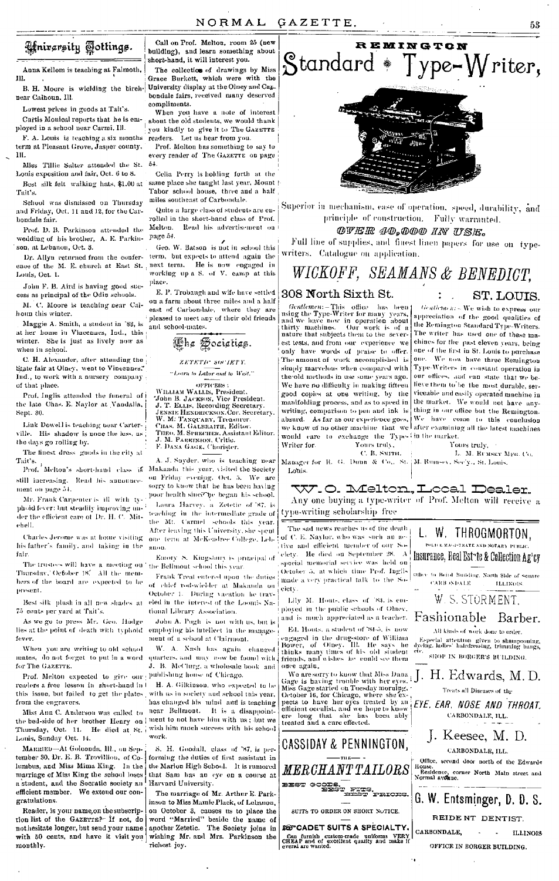## University Jottings.

Anna Kellom is teaching at Falmouth, Ill.

B. H. Moore is wielding the birch near Calhoun. Ill.

Lowest prices in goods at Tait's.

Curtis Monical reports that he is employed in a school near Carmi, Ill.

F. A. Louis is teaching a six months term at Pleasant Grove, Jasper county, Ill.

Miss Tillie Salter attended the St. Louis exposition and fair, Oct. 6 to 8.

Best silk felt walking hats, $1.00 at Tait's.

School was dismissed on Thursday and Friday, Oct. 11 and 12, for the Carbondale fair.

Prof. D. B. Parkinson attended the wedding of his brother, A. E. Parkinson, at Lebanon, Oct. 3.

Dr. Allyn returned from the conference of the M. E. church at East St. Louis, Oct. 1.

John F. B. Aird is having good success as principal of the Odin schools.

M. C. Moore is teaching near Calhoun this winter.

Maggie A. Smith, a student in '83, is at her home in Vincennes, Ind., this winter. She is just as lively now as when in school.

C. H. Alexander, after attending the State fair at Olney, went to Vincennes, Ind., to work with a nursery company of that place.

Prof. Inglis attended the funeral of the late Chas. E. Naylor at Vandalia, Sept. 30.

Link Dowell is teaching near Carterville. His shadow is none the less, as the days go rolling by.

The finest dress goods in the city at Tait's.

Prof. Melton's short-hand class is still increasing. Read his announcement on page 54.

Mr. Frank Carpenter is ill with typhoid fever; but steadily improving under the efficient care of Dr. H. C. Mitchell.

Charles Jerome was at home visiting his father's family, and taking in the fair.

The trustees will have a meeting on Thursday, October 18. All the members of the board are expected to be present.

Best silk plush in all new shades at 75 cents per yard at Tait's.

As we go to press Mr. Geo. Hodge lies at the point of death with typhoid fever.

When you are writing to old school mates, do not forget to put in a word for The GAZETTE.

Prof. Melton expected to give our readers a free lesson in short-hand in this issue, but failed to get the plates from the engravers.

Miss Ann C. Anderson was called to the bed-side of her brother Henry on Thursday, Oct. 11. He died at St. Louis, Sunday Oct. 14.

MARRIED—At Golconda, Ill., on September 30, Dr. E. B. Trovillion, of Columbus, and Miss Mima King. In the marriage of Miss King the school loses a student, and the Socratic society an efficient member. We extend our congratulations.

Reader, is your name on the subscription list of the GAZETTE? If not, do not hesitate longer, but send your name with 50 cents, and have it visit you monthly.

Call on Prof. Melton, room 25 (new building), and learn something about short-hand, it will interest you.

The collection of drawings by Miss Grace Burkett, which were with the University display at the Olney and Carbondale fairs, received many deserved compliments.

When you have a note of interest about the old students, we would thank you kindly to give it to The GAZETTE readers. Let us hear from you.

Prof. Melton has something to say to every reader of The GAZETTE on page 54.

Celia Perry is holding forth at the same place she taught last year, Mount Tabor school house, three and a half miles southeast of Carbondale.

Quite a large class of students are enrolled in the short-hand class of Prof. Melton. Read his advertisement on page 54.

Geo. W. Batson is not in school this term, but expects to attend again the next term. He is now engaged in working up a S. of V. camp at this place.

E. P. Trobaugh and wife have settled on a farm about three miles and a half east of Carbondale, where they are pleased to meet any of their old friends and school-mates.

## The Societies.

### ZETETIC SOCIETY.

"Learn to Labor and to Wait."

OFFICERS:

WILLIAM WALLIS, President.
John B. JACKSON, Vice President.
J. T. ELLIS, Recording Secretary.
JENNIE HENDRICKSON, Cor. Secretary.
W. M. TANQUARY, Treasurer.
CHAS. M. GALBRAITH, Editor.
THEO. M. SPRECHER, Assistant Editor.
J. M. PARKINSON, Critic.
F. DANA GAGE, Chorister.

A. J. Snyder, who is teaching near Makanda this year, visited the Society on Friday evening, Oct. 5. We are sorry to know that he has been having poor health since he began his school.

Laura Harvey, a Zetetic of '87, is teaching in the intermediate grade of the Mt. Carmel schools this year. After leaving this University, she spent one term at McKendree College, Lebanon.

Emory S. Kingsbury is principal of the Bellmont school this year.

Frank Treat entered upon the duties of chief rod-wielder at Makanda on October 1. During vacation he traveled in the interest of the Loomis National Library Association.

John A. Pugh is not with us, but is employing his intellect in the management of a school at Chalmont.

W. A. Nash has again changed quarters, and may now be found with J. B. McClurg, a wholesale book and publishing house of Chicago.

H. A. Gilkinson, who expected to be with us in society and school this year, has changed his mind and is teaching near Bellmont. It is a disappointment to not have him with us; but we wish him much success with his school work.

S. H. Goodall, class of '87, is performing the duties of first assistant in the Marion High School. It is rumored that Sam has an eye on a course at Harvard University.

The marriage of Mr. Arthur E. Parkinson to Miss Mamie Plack, of Lebanon, on October 3, causes us to place the word "Married" beside the name of another Zetetic. The Society joins in wishing Mr. and Mrs. Parkinson the richest joy.

The sad news reaches us of the death of C. E. Naylor, who was such an active and efficient member of our Society. He died on September 28. A special memorial service was held on October 5, at which time Prof. Inglis made a very practical talk to the Society.

Lily M. Houts, class of '83, is employed in the public schools of Olney, and is much appreciated as a teacher.

Ed. Houts, a student of '84-5, is now engaged in the drug-store of William Bower, of Olney, Ill. He says he thinks many times of his old student friends, and wishes he could see them once again.

We are sorry to know that Miss Dana Gage is having trouble with her eyes. Miss Gage started on Tuesday morning, October 16, for Chicago, where she expects to have her eyes treated by an efficient oculist, and we hope to know ere long that she has been ably treated and a cure effected.

---

# REMINGTON Standard Type-Writer,

Superior in mechanism, ease of operation, speed, durability, and principle of construction. Fully warranted.

**OVER 40,000 IN USE.**

Full line of supplies, and finest linen papers for use on type-writers. Catalogue on application.

## WICKOFF, SEAMANS & BENEDICT,

**308 North Sixth St. : ST. LOUIS.**

*Gentlemen:*—This office has been using the Type-Writer for many years, and we have now in operation about thirty machines. Our work is of a nature that subjects them to the severest tests, and from our experience we only have words of praise to offer. The amount of work accomplished is simply marvelous when compared with the old methods in use some years ago. We have no difficulty in making fifteen good copies at one writing, by the manifolding process, and as to speed in writing, comparison to pen and ink is absurd. As far as our experience goes, we know of no other machine that we would care to exchange the Type-Writer for.

Yours truly,
C. B. SMITH,
Manager for R. G. Dunn & Co., St. Louis.

*Gentlemen:*—We wish to express our appreciation of the good qualities of the Remington Standard Type-Writers. The writer has used one of these machines for the past eleven years, being one of the first in St. Louis to purchase one. We now have three Remington Type-Writers in constant operation in our offices, and can state that we believe them to be the most durable, serviceable and easily operated machine in the market. We would not have anything in our office but the Remington. We have come to this conclusion after examining all the latest machines in the market.

Yours truly,
L. M. RUMSEY MFG. CO.,
M. Rumsey, Sec'y., St. Louis.

## W. O. Melton, Local Dealer.

Any one buying a type-writer of Prof. Melton will receive a type-writing scholarship free

---

## L. W. THROGMORTON,

POLICE MAGISTRATE AND NOTARY PUBLIC.

**Insurance, Real Estate & Collection Ag'cy**

Office in Baird Building, North Side of Square
CARBONDALE, ILLINOIS.

---

## W. S. STORMENT,

**Fashionable Barber.**

All kinds of work done to order.

Especial attention given to shampooing, dyeing, ladies' hairdressing, trimming bangs, etc.

SHOP IN BORGER'S BUILDING.

---

## J. H. Edwards, M. D.

Treats all Diseases of the

***EYE, EAR, NOSE AND THROAT.***

CARBONDALE, ILL.

---

## J. Keesee, M. D.

CARBONDALE, ILL.

Office, second door north of the Edwards House.
Residence, corner North Main street and Normal avenue.

---

## G. W. Entsminger, D. D. S.

RESIDENT DENTIST.

CARBONDALE, ILLINOIS

OFFICE IN BORGER BUILDING.

---

## CASSIDAY & PENNINGTON,

—THE—

## MERCHANT TAILORS

BEST GOODS.
BEST FITS.
BEST PRICES.

SUITS TO ORDER ON SHORT NOTICE.

**CADET SUITS A SPECIALTY.**

Can furnish custom-made uniforms VERY CHEAP and of excellent quality and make if several are wanted.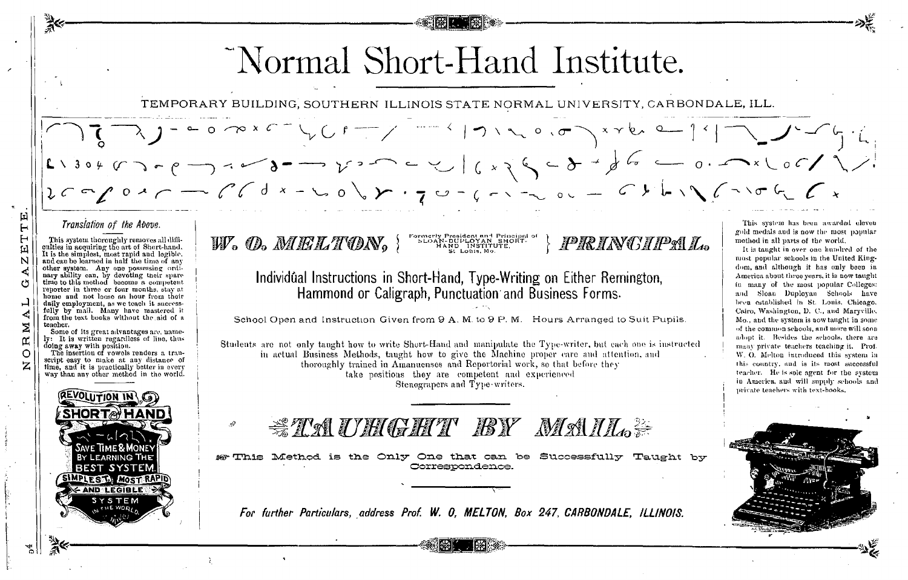# Normal Short-Hand Institute.

TEMPORARY BUILDING, SOUTHERN ILLINOIS STATE NORMAL UNIVERSITY, CARBONDALE, ILL.

### *Translation of the Above.*

This system thoroughly removes all difficulties in acquiring the art of Short-hand. It is the simplest, most rapid and legible, and can be learned in half the time of any other system. Any one possessing ordinary ability can, by devoting their spare time to this method become a competent reporter in three or four months, stay at home and not loose an hour from their daily employment, as we teach it successfully by mail. Many have mastered it from the text books without the aid of a teacher.

Some of its great advantages are, namely: It is written regardless of line, thus doing away with position.

The insertion of vowels renders a transcript easy to make at any distance of time, and it is practically better in every way than any other method in the world.

REVOLUTION IN SHORT HAND

SAVE TIME & MONEY BY LEARNING THE BEST SYSTEM.

SIMPLEST, MOST RAPID AND LEGIBLE SYSTEM IN THE WORLD.

## W. O. MELTON, { Formerly President and Principal of SLOAN-DUPLOYAN SHORT-HAND INSTITUTE, St. Louis, Mo. } PRINCIPAL.

### Individual Instructions in Short-Hand, Type-Writing on Either Remington, Hammond or Caligraph, Punctuation and Business Forms.

School Open and Instruction Given from 9 A. M. to 9 P. M. Hours Arranged to Suit Pupils.

Students are not only taught how to write Short-Hand and manipulate the Type-writer, but each one is instructed in actual Business Methods, taught how to give the Machine proper care and attention, and thoroughly trained in Amanuenses and Reportorial work, so that before they take positions they are competent and experienced Stenograpers and Type-writers.

## TAUGHT BY MAIL.

This Method is the Only One that can be Successfully Taught by Correspondence.

*For further Particulars, address Prof. W. O. MELTON, Box 247, CARBONDALE, ILLINOIS.*

This system has been awarded eleven gold medals and is now the most popular method in all parts of the world.

It is taught in over one hundred of the most popular schools in the United Kingdom, and although it has only been in America about three years, it is now taught in many of the most popular Colleges: and Sloan Duployan Schools have been established in St. Louis, Chicago, Cairo, Washington, D. C., and Maryville, Mo., and the system is now taught in some of the common schools, and more will soon adopt it. Besides the schools, there are many private teachers teaching it. Prof. W. O. Melton introduced this system in this country, and is its most successful teacher. He is sole agent for the system in America, and will supply schools and private teachers with text-books.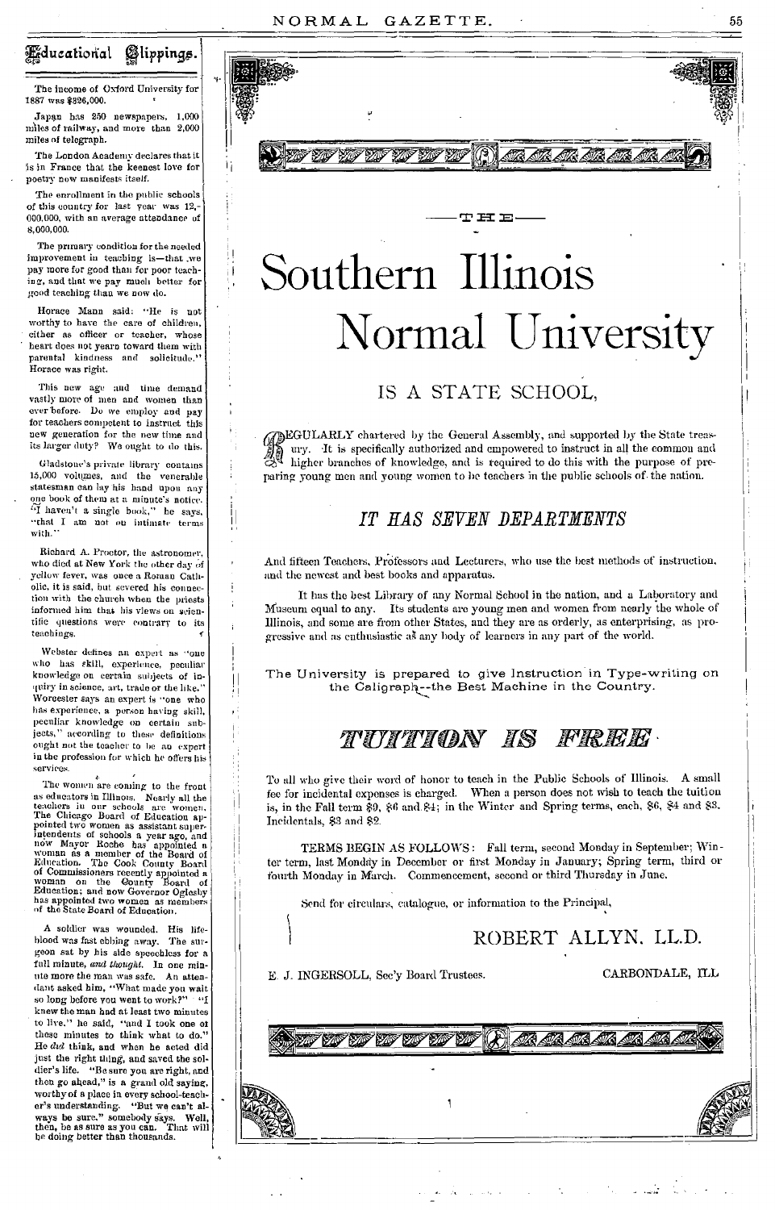## Educational Clippings.

The income of Oxford University for 1887 was $326,000.

Japan has 250 newspapers, 1,000 miles of railway, and more than 2,000 miles of telegraph.

The London Academy declares that it is in France that the keenest love for poetry now manifests itself.

The enrollment in the public schools of this country for last year was 12,000,000, with an average attendance of 8,000,000.

The primary condition for the needed improvement in teaching is—that we pay more for good than for poor teaching, and that we pay much better for good teaching than we now do.

Horace Mann said: "He is not worthy to have the care of children, either as officer or teacher, whose heart does not yearn toward them with parental kindness and solicitude." Horace was right.

This new age and time demand vastly more of men and women than ever before. Do we employ and pay for teachers competent to instruct this new generation for the new time and its larger duty? We ought to do this.

Gladstone's private library contains 15,000 volumes, and the venerable statesman can lay his hand upon any one book of them at a minute's notice. "I haven't a single book," he says, "that I am not on intimate terms with."

Richard A. Proctor, the astronomer, who died at New York the other day of yellow fever, was once a Roman Catholic. It is said, but severed his connection with the church when the priests informed him that his views on scientific questions were contrary to its teachings.

Webster defines an expert as "one who has skill, experience, peculiar knowledge on certain subjects of inquiry in science, art, trade or the like." Worcester says an expert is "one who has experience, a person having skill, peculiar knowledge on certain subjects," according to these definitions ought not the teacher to be an expert in the profession for which he offers his services.

The women are coming to the front as educators in Illinois. Nearly all the teachers in our schools are women. The Chicago Board of Education appointed two women as assistant superintendents of schools a year ago, and now Mayor Roche has appointed a woman as a member of the Board of Education. The Cook County Board of Commissioners recently appointed a woman on the County Board of Education; and now Governor Oglesby has appointed two women as members of the State Board of Education.

A soldier was wounded. His lifeblood was fast ebbing away. The surgeon sat by his side speechless for a full minute, *and thought*. In one minute more the man was safe. An attendant asked him, "What made you wait so long before you went to work?" "I knew the man had at least two minutes to live," he said, "and I took one of these minutes to think what to do." He *did* think, and when he acted did just the right thing, and saved the soldier's life. "Be sure you are right, and then go ahead," is a grand old saying, worthy of a place in every school-teacher's understanding. "But we can't always be sure," somebody says. Well, then, be as sure as you can. That will be doing better than thousands.

---

—THE—

# Southern Illinois Normal University

## IS A STATE SCHOOL,

REGULARLY chartered by the General Assembly, and supported by the State treasury. It is specifically authorized and empowered to instruct in all the common and higher branches of knowledge, and is required to do this with the purpose of preparing young men and young women to be teachers in the public schools of the nation.

## *IT HAS SEVEN DEPARTMENTS*

And fifteen Teachers, Professors and Lecturers, who use the best methods of instruction, and the newest and best books and apparatus.

It has the best Library of any Normal School in the nation, and a Laboratory and Museum equal to any. Its students are young men and women from nearly the whole of Illinois, and some are from other States, and they are as orderly, as enterprising, as progressive and as enthusiastic as any body of learners in any part of the world.

The University is prepared to give Instruction in Type-writing on the Caligraph--the Best Machine in the Country.

## TUITION IS FREE

To all who give their word of honor to teach in the Public Schools of Illinois. A small fee for incidental expenses is charged. When a person does not wish to teach the tuition is, in the Fall term $9, $6 and $4; in the Winter and Spring terms, each, $6, $4 and $3. Incidentals, $3 and $2.

TERMS BEGIN AS FOLLOWS: Fall term, second Monday in September; Winter term, last Monday in December or first Monday in January; Spring term, third or fourth Monday in March. Commencement, second or third Thursday in June.

Send for circulars, catalogue, or information to the Principal,

ROBERT ALLYN, LL.D.

E. J. INGERSOLL, Sec'y Board Trustees. CARBONDALE, ILL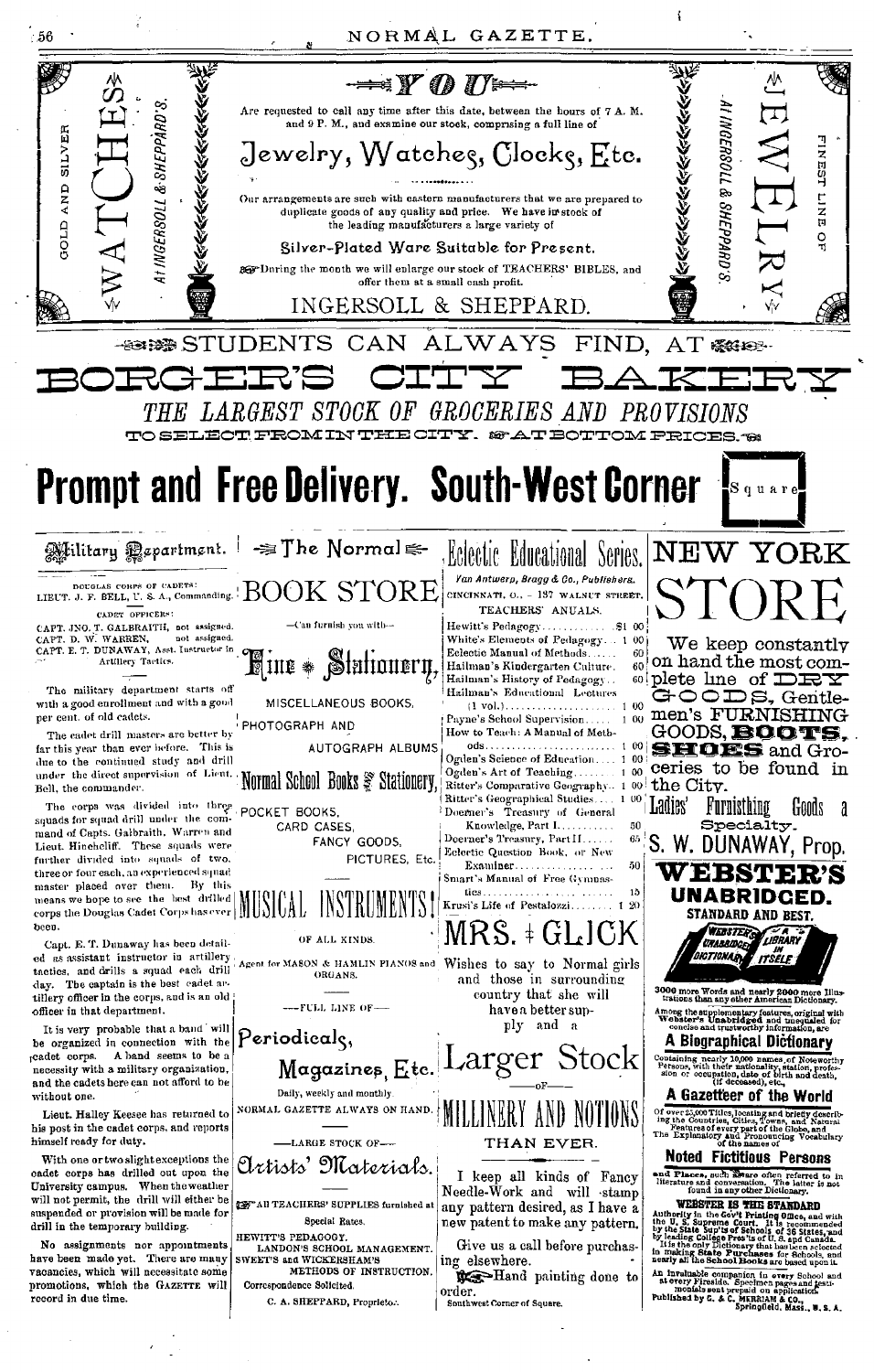# YOU

Are requested to call any time after this date, between the hours of 7 A. M. and 9 P. M., and examine our stock, comprising a full line of

## Jewelry, Watches, Clocks, Etc.

Our arrangements are such with eastern manufacturers that we are prepared to duplicate goods of any quality and price. We have in stock of the leading manufacturers a large variety of

**Silver-Plated Ware Suitable for Present.**

During the month we will enlarge our stock of TEACHERS' BIBLES, and offer them at a small cash profit.

INGERSOLL & SHEPPARD.

GOLD AND SILVER WATCHES At INGERSOLL & SHEPPARD'S.

FINEST LINE OF JEWELRY At INGERSOLL & SHEPPARD'S.

STUDENTS CAN ALWAYS FIND, AT

# BORGER'S CITY BAKERY

*THE LARGEST STOCK OF GROCERIES AND PROVISIONS*

TO SELECT FROM IN THE CITY. AT BOTTOM PRICES.

# Prompt and Free Delivery. South-West Corner Square

## Military Department.

DOUGLAS CORPS OF CADETS:
LIEUT. J. F. BELL, U. S. A., Commanding.

CADET OFFICERS:
CAPT. JNO. T. GALBRAITH, not assigned.
CAPT. D. W. WARREN, not assigned.
CAPT. E. T. DUNAWAY, Asst. Instructor in Artillery Tactics.

The military department starts off with a good enrollment and with a good per cent. of old cadets.

The cadet drill masters are better by far this year than ever before. This is due to the continued study and drill under the direct supervision of Lieut. Bell, the commander.

The corps was divided into three squads for squad drill under the command of Capts. Galbraith, Warren and Lieut. Hinchcliff. These squads were further divided into squads of two, three or four each, an experienced squad master placed over them. By this means we hope to see the best drilled corps the Douglas Cadet Corps has ever been.

Capt. E. T. Dunaway has been detailed as assistant instructor in artillery tactics, and drills a squad each drill day. The captain is the best cadet artillery officer in the corps, and is an old officer in that department.

It is very probable that a band will be organized in connection with the cadet corps. A band seems to be a necessity with a military organization, and the cadets here can not afford to be without one.

Lieut. Halley Keesee has returned to his post in the cadet corps, and reports himself ready for duty.

With one or two slight exceptions the cadet corps has drilled out upon the University campus. When the weather will not permit, the drill will either be suspended or provision will be made for drill in the temporary building.

No assignments nor appointments have been made yet. There are many vacancies, which will necessitate some promotions, which the GAZETTE will record in due time.

## The Normal BOOK STORE

—Can furnish you with—

**Fine Stationery,**

MISCELLANEOUS BOOKS,

PHOTOGRAPH AND AUTOGRAPH ALBUMS

**Normal School Books & Stationery,**

POCKET BOOKS,
CARD CASES,
FANCY GOODS,
PICTURES, Etc.

**MUSICAL INSTRUMENTS!**

OF ALL KINDS.

Agent for MASON & HAMLIN PIANOS and ORGANS.

—FULL LINE OF—

**Periodicals, Magazines, Etc.**

Daily, weekly and monthly.

NORMAL GAZETTE ALWAYS ON HAND.

—LARGE STOCK OF—

**Artists' Materials.**

All TEACHERS' SUPPLIES furnished at Special Rates.

HEWITT'S PEDAGOGY.
LANDON'S SCHOOL MANAGEMENT.
SWEET'S and WICKERSHAM'S METHODS OF INSTRUCTION.

Correspondence Solicited.

C. A. SHEPPARD, Proprietor.

## Eclectic Educational Series.

*Van Antwerp, Bragg & Co., Publishers.*

CINCINNATI, O., - 137 WALNUT STREET.

TEACHERS' ANUALS.

| | |
|---|---|
| Hewitt's Pedagogy | $1 00 |
| White's Elements of Pedagogy | 1 00 |
| Eclectic Manual of Methods | 60 |
| Hailman's Kindergarten Culture | 60 |
| Hailman's History of Pedagogy | 60 |
| Hailman's Educational Lectures (1 vol.) | 1 00 |
| Payne's School Supervision | 1 00 |
| How to Teach: A Manual of Methods | 1 00 |
| Ogden's Science of Education | 1 00 |
| Ogden's Art of Teaching | 1 00 |
| Ritter's Comparative Geography | 1 00 |
| Ritter's Geographical Studies | 1 00 |
| Doerner's Treasury of General Knowledge, Part I | 50 |
| Doerner's Treasury, Part II | 65 |
| Eclectic Question Book, or New Examiner | 50 |
| Smart's Manual of Free Gymnastics | 15 |
| Krusi's Life of Pestalozzi | 1 20 |

## MRS. GLICK

Wishes to say to Normal girls and those in surrounding country that she will have a better supply and a

**Larger Stock**

—OF—

**MILLINERY AND NOTIONS**

THAN EVER.

I keep all kinds of Fancy Needle-Work and will stamp any pattern desired, as I have a new patent to make any pattern.

Give us a call before purchasing elsewhere.

Hand painting done to order.

Southwest Corner of Square.

## NEW YORK STORE

We keep constantly on hand the most complete line of DRY GOODS, Gentlemen's FURNISHING GOODS, BOOTS, SHOES and Groceries to be found in the City.

**Ladies' Furnishing Goods a Specialty.**

**S. W. DUNAWAY, Prop.**

## WEBSTER'S UNABRIDGED.

STANDARD AND BEST.

3000 more Words and nearly 2000 more Illustrations than any other American Dictionary.

Among the supplementary features, original with Webster's Unabridged and unequaled for concise and trustworthy information, are

**A Biographical Dictionary**

Containing nearly 10,000 names of Noteworthy Persons, with their nationality, station, profession or occupation, date of birth and death, (if deceased), etc.,

**A Gazetteer of the World**

Of over 25,000 Titles, locating and briefly describing the Countries, Cities, Towns, and Natural Features of every part of the Globe, and The Explanatory and Pronouncing Vocabulary of the names of

**Noted Fictitious Persons**

and Places, such as are often referred to in literature and conversation. The latter is not found in any other Dictionary.

**WEBSTER IS THE STANDARD**

Authority in the Gov't Printing Office, and with the U. S. Supreme Court. It is recommended by the State Sup'ts of Schools of 36 States, and by leading College Pres'ts of U. S. and Canada. It is the only Dictionary that has been selected in making State Purchases for Schools, and nearly all the School Books are based upon it.

An invaluable companion in every School and at every Fireside. Specimen pages and testimonials sent prepaid on application. Published by G. & C. MERRIAM & CO., Springfield, Mass., U. S. A.